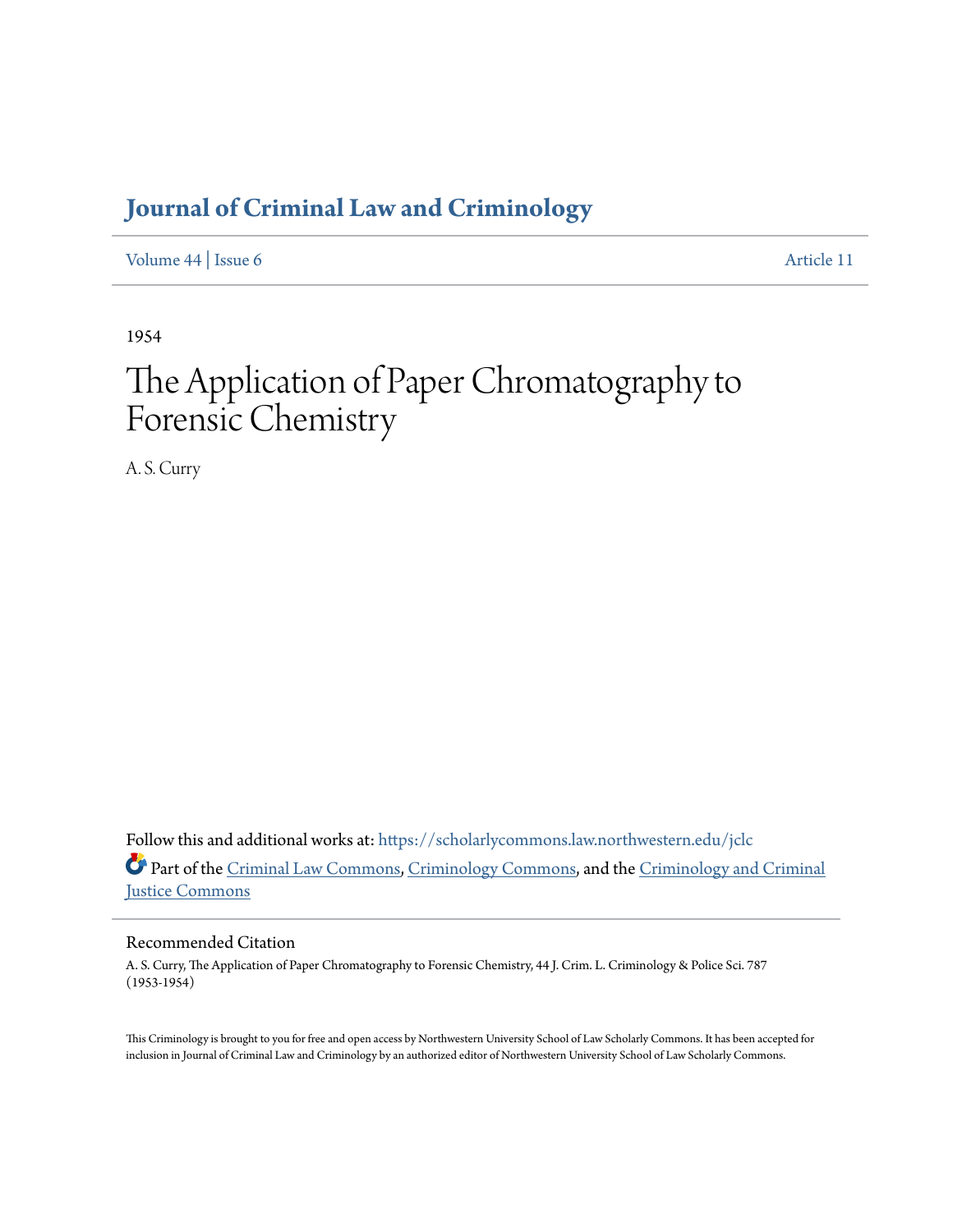# Journal of Criminal Law and Criminology

Volume 44 | Issue 6 — Article 11

1954

# The Application of Paper Chromatography to Forensic Chemistry

A. S. Curry

Follow this and additional works at: https://scholarlycommons.law.northwestern.edu/jclc

Part of the Criminal Law Commons, Criminology Commons, and the Criminology and Criminal Justice Commons

## Recommended Citation

A. S. Curry, The Application of Paper Chromatography to Forensic Chemistry, 44 J. Crim. L. Criminology & Police Sci. 787 (1953-1954)

This Criminology is brought to you for free and open access by Northwestern University School of Law Scholarly Commons. It has been accepted for inclusion in Journal of Criminal Law and Criminology by an authorized editor of Northwestern University School of Law Scholarly Commons.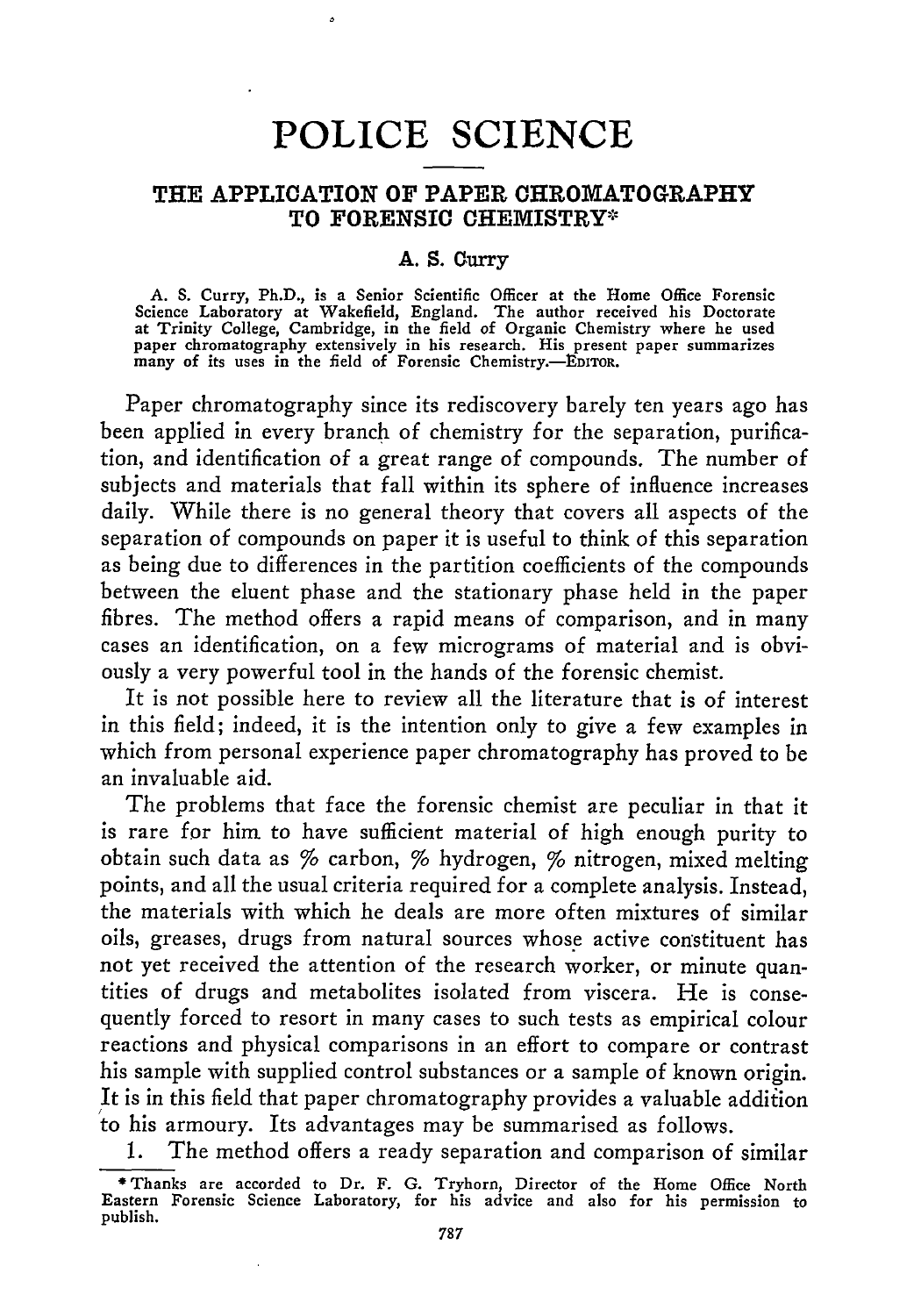# POLICE SCIENCE

## THE APPLICATION OF PAPER CHROMATOGRAPHY TO FORENSIC CHEMISTRY*

### A. S. Curry

A. S. Curry, Ph.D., is a Senior Scientific Officer at the Home Office Forensic Science Laboratory at Wakefield, England. The author received his Doctorate at Trinity College, Cambridge, in the field of Organic Chemistry where he used paper chromatography extensively in his research. His present paper summarizes many of its uses in the field of Forensic Chemistry.—EDITOR.

Paper chromatography since its rediscovery barely ten years ago has been applied in every branch of chemistry for the separation, purification, and identification of a great range of compounds. The number of subjects and materials that fall within its sphere of influence increases daily. While there is no general theory that covers all aspects of the separation of compounds on paper it is useful to think of this separation as being due to differences in the partition coefficients of the compounds between the eluent phase and the stationary phase held in the paper fibres. The method offers a rapid means of comparison, and in many cases an identification, on a few micrograms of material and is obviously a very powerful tool in the hands of the forensic chemist.

It is not possible here to review all the literature that is of interest in this field; indeed, it is the intention only to give a few examples in which from personal experience paper chromatography has proved to be an invaluable aid.

The problems that face the forensic chemist are peculiar in that it is rare for him to have sufficient material of high enough purity to obtain such data as % carbon, % hydrogen, % nitrogen, mixed melting points, and all the usual criteria required for a complete analysis. Instead, the materials with which he deals are more often mixtures of similar oils, greases, drugs from natural sources whose active constituent has not yet received the attention of the research worker, or minute quantities of drugs and metabolites isolated from viscera. He is consequently forced to resort in many cases to such tests as empirical colour reactions and physical comparisons in an effort to compare or contrast his sample with supplied control substances or a sample of known origin. It is in this field that paper chromatography provides a valuable addition to his armoury. Its advantages may be summarised as follows.

1. The method offers a ready separation and comparison of similar

* Thanks are accorded to Dr. F. G. Tryhorn, Director of the Home Office North Eastern Forensic Science Laboratory, for his advice and also for his permission to publish.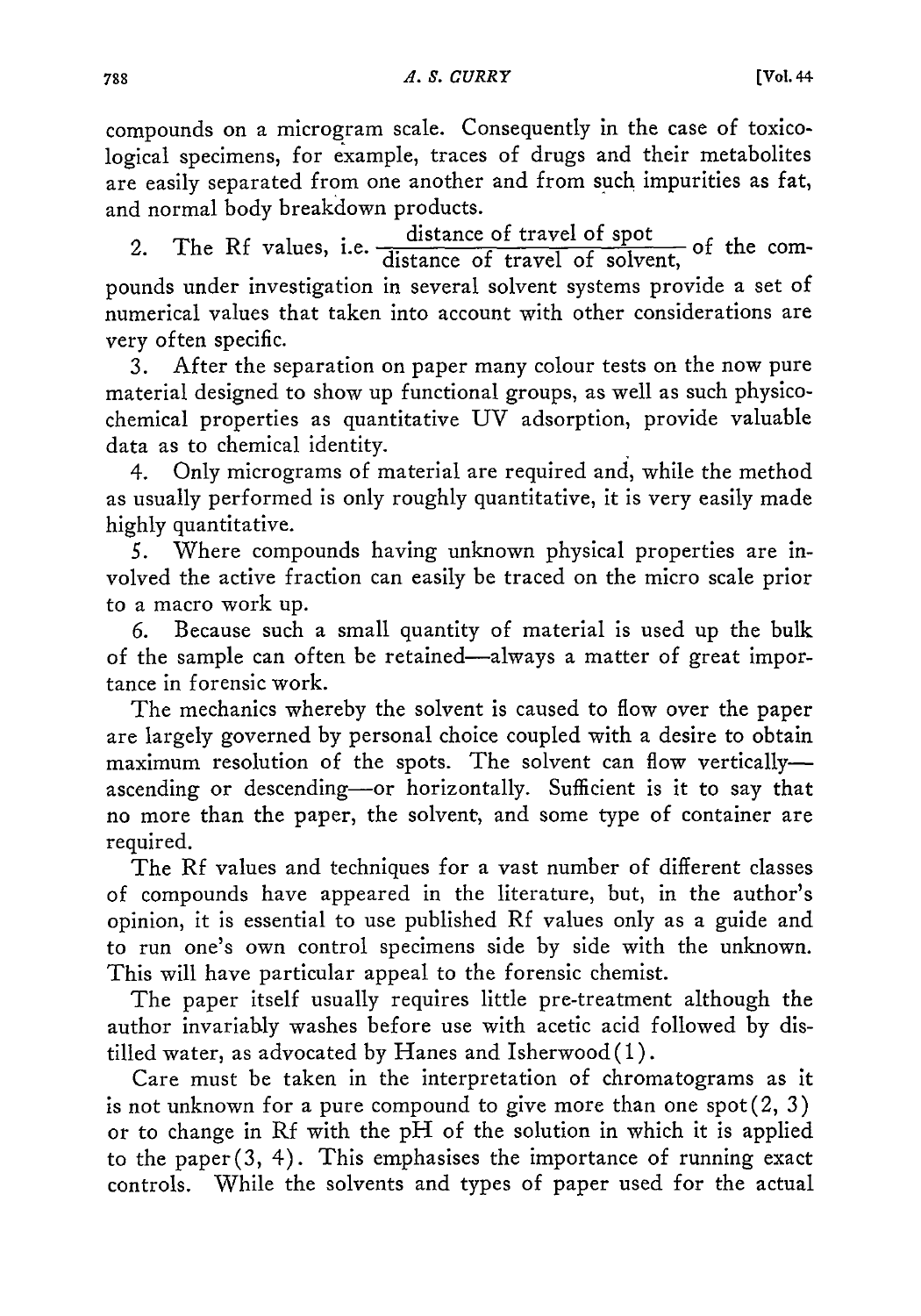compounds on a microgram scale. Consequently in the case of toxicological specimens, for example, traces of drugs and their metabolites are easily separated from one another and from such impurities as fat, and normal body breakdown products.

2. The Rf values, i.e. $\frac{\text{distance of travel of spot}}{\text{distance of travel of solvent,}}$ of the compounds under investigation in several solvent systems provide a set of numerical values that taken into account with other considerations are very often specific.

3. After the separation on paper many colour tests on the now pure material designed to show up functional groups, as well as such physicochemical properties as quantitative UV adsorption, provide valuable data as to chemical identity.

4. Only micrograms of material are required and, while the method as usually performed is only roughly quantitative, it is very easily made highly quantitative.

5. Where compounds having unknown physical properties are involved the active fraction can easily be traced on the micro scale prior to a macro work up.

6. Because such a small quantity of material is used up the bulk of the sample can often be retained—always a matter of great importance in forensic work.

The mechanics whereby the solvent is caused to flow over the paper are largely governed by personal choice coupled with a desire to obtain maximum resolution of the spots. The solvent can flow vertically—ascending or descending—or horizontally. Sufficient is it to say that no more than the paper, the solvent, and some type of container are required.

The Rf values and techniques for a vast number of different classes of compounds have appeared in the literature, but, in the author's opinion, it is essential to use published Rf values only as a guide and to run one's own control specimens side by side with the unknown. This will have particular appeal to the forensic chemist.

The paper itself usually requires little pre-treatment although the author invariably washes before use with acetic acid followed by distilled water, as advocated by Hanes and Isherwood(1).

Care must be taken in the interpretation of chromatograms as it is not unknown for a pure compound to give more than one spot(2, 3) or to change in Rf with the pH of the solution in which it is applied to the paper(3, 4). This emphasises the importance of running exact controls. While the solvents and types of paper used for the actual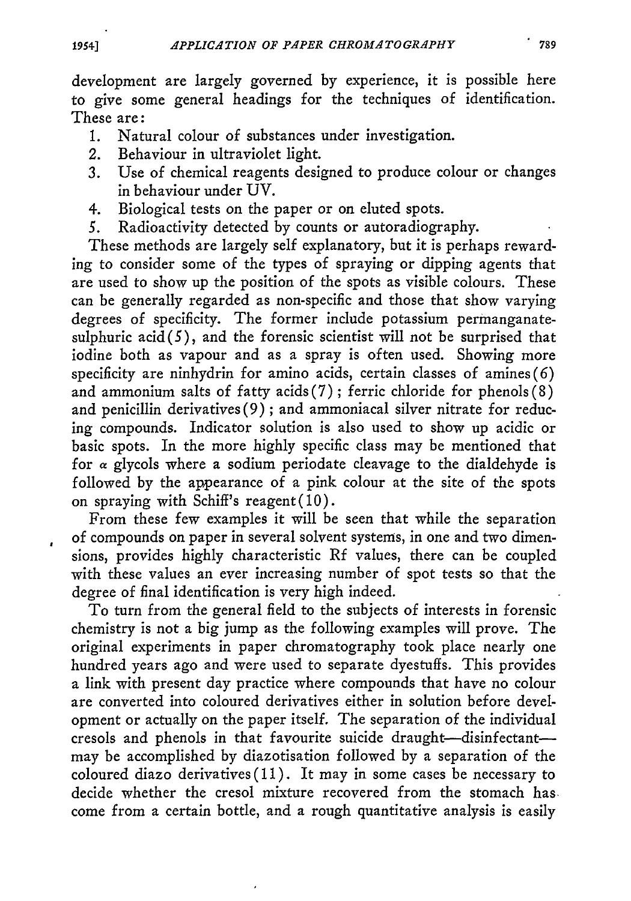development are largely governed by experience, it is possible here to give some general headings for the techniques of identification. These are:

1. Natural colour of substances under investigation.
2. Behaviour in ultraviolet light.
3. Use of chemical reagents designed to produce colour or changes in behaviour under UV.
4. Biological tests on the paper or on eluted spots.
5. Radioactivity detected by counts or autoradiography.

These methods are largely self explanatory, but it is perhaps rewarding to consider some of the types of spraying or dipping agents that are used to show up the position of the spots as visible colours. These can be generally regarded as non-specific and those that show varying degrees of specificity. The former include potassium permanganate-sulphuric acid(5), and the forensic scientist will not be surprised that iodine both as vapour and as a spray is often used. Showing more specificity are ninhydrin for amino acids, certain classes of amines(6) and ammonium salts of fatty acids(7); ferric chloride for phenols(8) and penicillin derivatives(9); and ammoniacal silver nitrate for reducing compounds. Indicator solution is also used to show up acidic or basic spots. In the more highly specific class may be mentioned that for $\alpha$ glycols where a sodium periodate cleavage to the dialdehyde is followed by the appearance of a pink colour at the site of the spots on spraying with Schiff's reagent(10).

From these few examples it will be seen that while the separation of compounds on paper in several solvent systems, in one and two dimensions, provides highly characteristic Rf values, there can be coupled with these values an ever increasing number of spot tests so that the degree of final identification is very high indeed.

To turn from the general field to the subjects of interests in forensic chemistry is not a big jump as the following examples will prove. The original experiments in paper chromatography took place nearly one hundred years ago and were used to separate dyestuffs. This provides a link with present day practice where compounds that have no colour are converted into coloured derivatives either in solution before development or actually on the paper itself. The separation of the individual cresols and phenols in that favourite suicide draught—disinfectant—may be accomplished by diazotisation followed by a separation of the coloured diazo derivatives(11). It may in some cases be necessary to decide whether the cresol mixture recovered from the stomach has come from a certain bottle, and a rough quantitative analysis is easily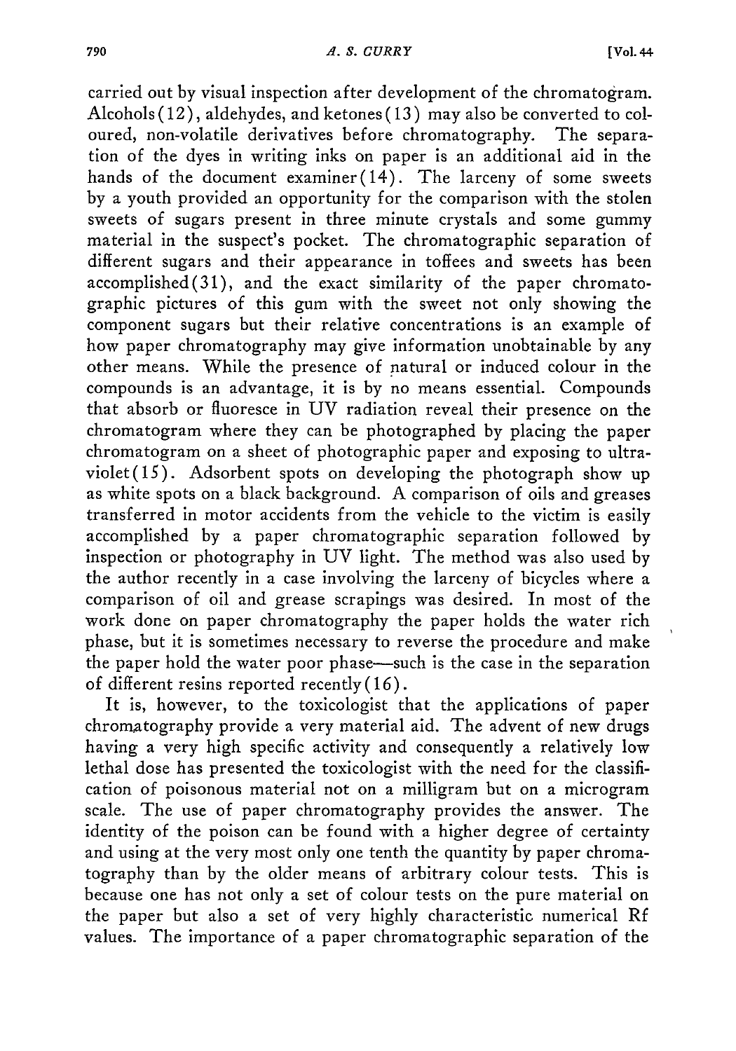carried out by visual inspection after development of the chromatogram. Alcohols (12), aldehydes, and ketones (13) may also be converted to coloured, non-volatile derivatives before chromatography. The separation of the dyes in writing inks on paper is an additional aid in the hands of the document examiner (14). The larceny of some sweets by a youth provided an opportunity for the comparison with the stolen sweets of sugars present in three minute crystals and some gummy material in the suspect's pocket. The chromatographic separation of different sugars and their appearance in toffees and sweets has been accomplished (31), and the exact similarity of the paper chromatographic pictures of this gum with the sweet not only showing the component sugars but their relative concentrations is an example of how paper chromatography may give information unobtainable by any other means. While the presence of natural or induced colour in the compounds is an advantage, it is by no means essential. Compounds that absorb or fluoresce in UV radiation reveal their presence on the chromatogram where they can be photographed by placing the paper chromatogram on a sheet of photographic paper and exposing to ultraviolet (15). Adsorbent spots on developing the photograph show up as white spots on a black background. A comparison of oils and greases transferred in motor accidents from the vehicle to the victim is easily accomplished by a paper chromatographic separation followed by inspection or photography in UV light. The method was also used by the author recently in a case involving the larceny of bicycles where a comparison of oil and grease scrapings was desired. In most of the work done on paper chromatography the paper holds the water rich phase, but it is sometimes necessary to reverse the procedure and make the paper hold the water poor phase—such is the case in the separation of different resins reported recently (16).

It is, however, to the toxicologist that the applications of paper chromatography provide a very material aid. The advent of new drugs having a very high specific activity and consequently a relatively low lethal dose has presented the toxicologist with the need for the classification of poisonous material not on a milligram but on a microgram scale. The use of paper chromatography provides the answer. The identity of the poison can be found with a higher degree of certainty and using at the very most only one tenth the quantity by paper chromatography than by the older means of arbitrary colour tests. This is because one has not only a set of colour tests on the pure material on the paper but also a set of very highly characteristic numerical Rf values. The importance of a paper chromatographic separation of the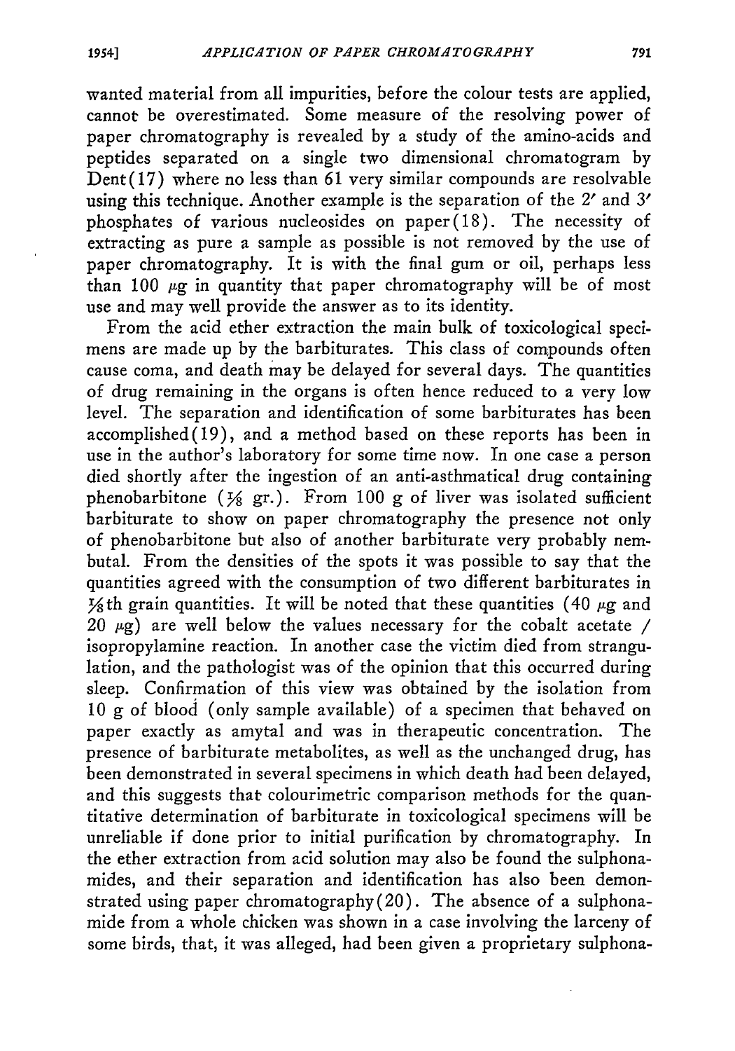wanted material from all impurities, before the colour tests are applied, cannot be overestimated. Some measure of the resolving power of paper chromatography is revealed by a study of the amino-acids and peptides separated on a single two dimensional chromatogram by Dent(17) where no less than 61 very similar compounds are resolvable using this technique. Another example is the separation of the 2′ and 3′ phosphates of various nucleosides on paper(18). The necessity of extracting as pure a sample as possible is not removed by the use of paper chromatography. It is with the final gum or oil, perhaps less than 100 $\mu$g in quantity that paper chromatography will be of most use and may well provide the answer as to its identity.

From the acid ether extraction the main bulk of toxicological specimens are made up by the barbiturates. This class of compounds often cause coma, and death may be delayed for several days. The quantities of drug remaining in the organs is often hence reduced to a very low level. The separation and identification of some barbiturates has been accomplished(19), and a method based on these reports has been in use in the author's laboratory for some time now. In one case a person died shortly after the ingestion of an anti-asthmatical drug containing phenobarbitone ($\frac{1}{8}$ gr.). From 100 g of liver was isolated sufficient barbiturate to show on paper chromatography the presence not only of phenobarbitone but also of another barbiturate very probably nembutal. From the densities of the spots it was possible to say that the quantities agreed with the consumption of two different barbiturates in $\frac{1}{8}$th grain quantities. It will be noted that these quantities (40 $\mu$g and 20 $\mu$g) are well below the values necessary for the cobalt acetate / isopropylamine reaction. In another case the victim died from strangulation, and the pathologist was of the opinion that this occurred during sleep. Confirmation of this view was obtained by the isolation from 10 g of blood (only sample available) of a specimen that behaved on paper exactly as amytal and was in therapeutic concentration. The presence of barbiturate metabolites, as well as the unchanged drug, has been demonstrated in several specimens in which death had been delayed, and this suggests that colourimetric comparison methods for the quantitative determination of barbiturate in toxicological specimens will be unreliable if done prior to initial purification by chromatography. In the ether extraction from acid solution may also be found the sulphonamides, and their separation and identification has also been demonstrated using paper chromatography(20). The absence of a sulphonamide from a whole chicken was shown in a case involving the larceny of some birds, that, it was alleged, had been given a proprietary sulphona-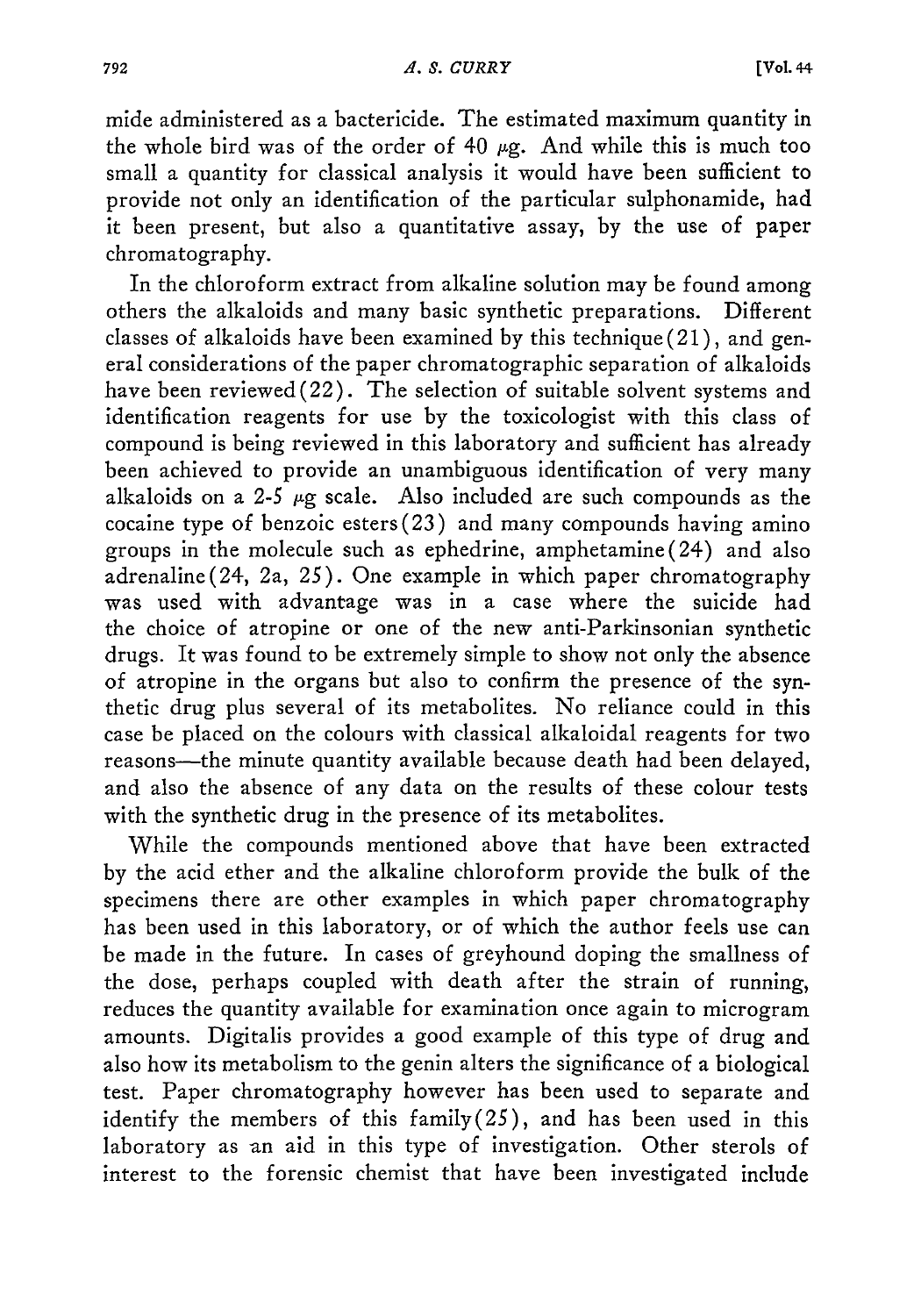mide administered as a bactericide. The estimated maximum quantity in the whole bird was of the order of 40 $\mu$g. And while this is much too small a quantity for classical analysis it would have been sufficient to provide not only an identification of the particular sulphonamide, had it been present, but also a quantitative assay, by the use of paper chromatography.

In the chloroform extract from alkaline solution may be found among others the alkaloids and many basic synthetic preparations. Different classes of alkaloids have been examined by this technique (21), and general considerations of the paper chromatographic separation of alkaloids have been reviewed (22). The selection of suitable solvent systems and identification reagents for use by the toxicologist with this class of compound is being reviewed in this laboratory and sufficient has already been achieved to provide an unambiguous identification of very many alkaloids on a 2-5 $\mu$g scale. Also included are such compounds as the cocaine type of benzoic esters (23) and many compounds having amino groups in the molecule such as ephedrine, amphetamine (24) and also adrenaline (24, 2a, 25). One example in which paper chromatography was used with advantage was in a case where the suicide had the choice of atropine or one of the new anti-Parkinsonian synthetic drugs. It was found to be extremely simple to show not only the absence of atropine in the organs but also to confirm the presence of the synthetic drug plus several of its metabolites. No reliance could in this case be placed on the colours with classical alkaloidal reagents for two reasons—the minute quantity available because death had been delayed, and also the absence of any data on the results of these colour tests with the synthetic drug in the presence of its metabolites.

While the compounds mentioned above that have been extracted by the acid ether and the alkaline chloroform provide the bulk of the specimens there are other examples in which paper chromatography has been used in this laboratory, or of which the author feels use can be made in the future. In cases of greyhound doping the smallness of the dose, perhaps coupled with death after the strain of running, reduces the quantity available for examination once again to microgram amounts. Digitalis provides a good example of this type of drug and also how its metabolism to the genin alters the significance of a biological test. Paper chromatography however has been used to separate and identify the members of this family (25), and has been used in this laboratory as an aid in this type of investigation. Other sterols of interest to the forensic chemist that have been investigated include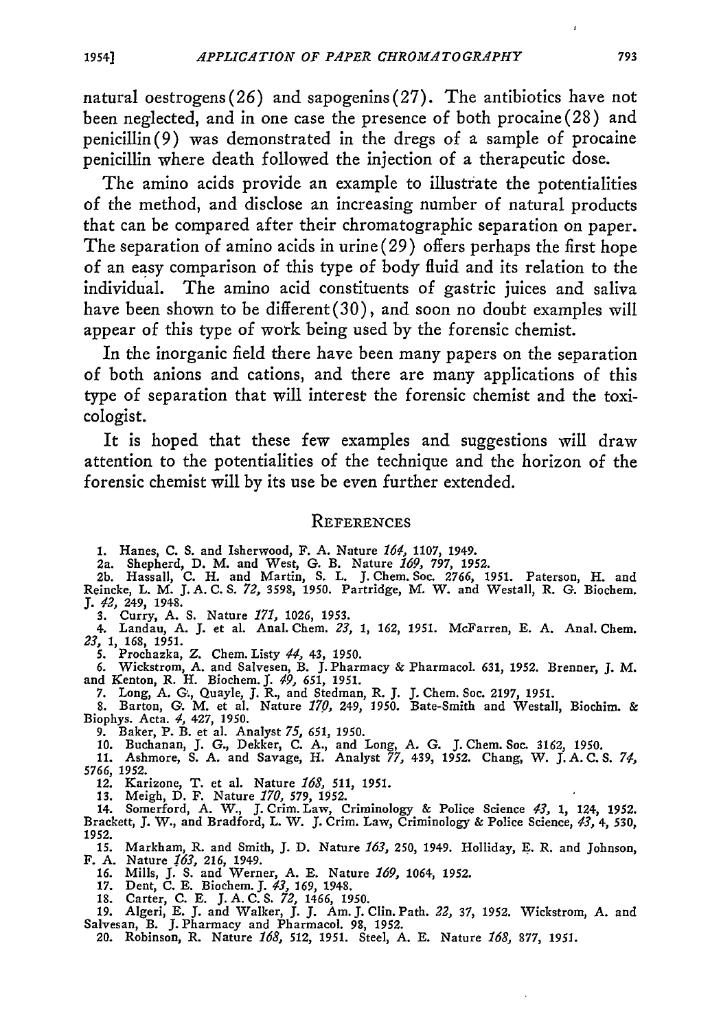natural oestrogens(26) and sapogenins(27). The antibiotics have not been neglected, and in one case the presence of both procaine(28) and penicillin(9) was demonstrated in the dregs of a sample of procaine penicillin where death followed the injection of a therapeutic dose.

The amino acids provide an example to illustrate the potentialities of the method, and disclose an increasing number of natural products that can be compared after their chromatographic separation on paper. The separation of amino acids in urine(29) offers perhaps the first hope of an easy comparison of this type of body fluid and its relation to the individual. The amino acid constituents of gastric juices and saliva have been shown to be different(30), and soon no doubt examples will appear of this type of work being used by the forensic chemist.

In the inorganic field there have been many papers on the separation of both anions and cations, and there are many applications of this type of separation that will interest the forensic chemist and the toxicologist.

It is hoped that these few examples and suggestions will draw attention to the potentialities of the technique and the horizon of the forensic chemist will by its use be even further extended.

## References

1. Hanes, C. S. and Isherwood, F. A. Nature *164,* 1107, 1949.

2a. Shepherd, D. M. and West, G. B. Nature *169,* 797, 1952.

2b. Hassall, C. H. and Martin, S. L. J. Chem. Soc. 2766, 1951. Paterson, H. and Reincke, L. M. J. A. C. S. *72,* 3598, 1950. Partridge, M. W. and Westall, R. G. Biochem. J. *42,* 249, 1948.

3. Curry, A. S. Nature *171,* 1026, 1953.

4. Landau, A. J. et al. Anal. Chem. *23,* 1, 162, 1951. McFarren, E. A. Anal. Chem. *23,* 1, 168, 1951.

5. Prochazka, Z. Chem. Listy *44,* 43, 1950.

6. Wickstrom, A. and Salvesen, B. J. Pharmacy & Pharmacol. 631, 1952. Brenner, J. M. and Kenton, R. H. Biochem. J. *49,* 651, 1951.

7. Long, A. G., Quayle, J. R., and Stedman, R. J. J. Chem. Soc. 2197, 1951.

8. Barton, G. M. et al. Nature *170,* 249, 1950. Bate-Smith and Westall, Biochim. & Biophys. Acta. *4,* 427, 1950.

9. Baker, P. B. et al. Analyst *75,* 651, 1950.

10. Buchanan, J. G., Dekker, C. A., and Long, A. G. J. Chem. Soc. 3162, 1950.

11. Ashmore, S. A. and Savage, H. Analyst *77,* 439, 1952. Chang, W. J. A. C. S. *74,* 5766, 1952.

12. Karizone, T. et al. Nature *168,* 511, 1951.

13. Meigh, D. F. Nature *170,* 579, 1952.

14. Somerford, A. W., J. Crim. Law, Criminology & Police Science *43,* 1, 124, 1952. Brackett, J. W., and Bradford, L. W. J. Crim. Law, Criminology & Police Science, *43,* 4, 530, 1952.

15. Markham, R. and Smith, J. D. Nature *163,* 250, 1949. Holliday, E. R. and Johnson, F. A. Nature *163,* 216, 1949.

16. Mills, J. S. and Werner, A. E. Nature *169,* 1064, 1952.

17. Dent, C. E. Biochem. J. *43,* 169, 1948.

18. Carter, C. E. J. A. C. S. *72,* 1466, 1950.

19. Algeri, E. J. and Walker, J. J. Am. J. Clin. Path. *22,* 37, 1952. Wickstrom, A. and Salvesan, B. J. Pharmacy and Pharmacol. 98, 1952.

20. Robinson, R. Nature *168,* 512, 1951. Steel, A. E. Nature *168,* 877, 1951.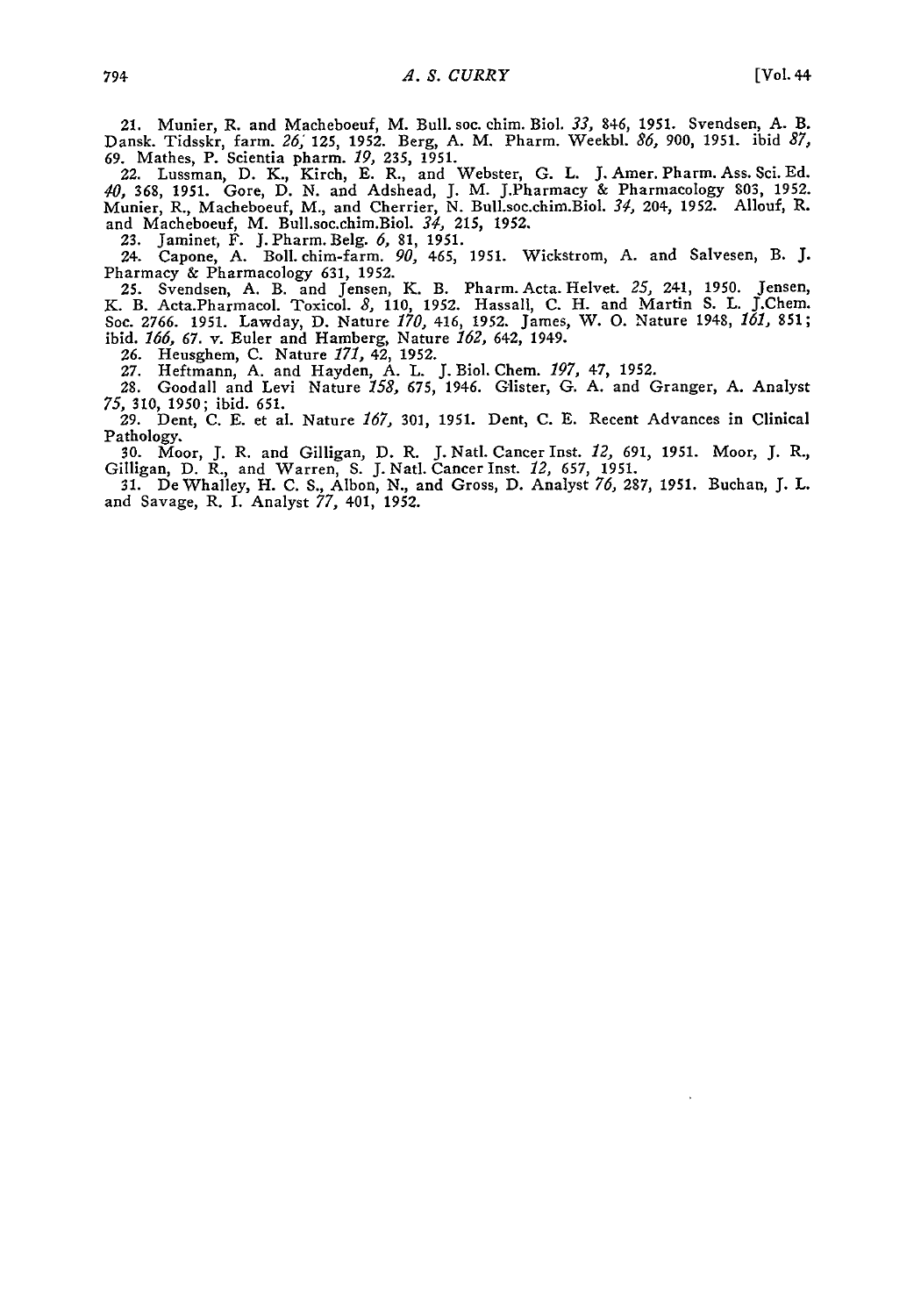21. Munier, R. and Macheboeuf, M. Bull. soc. chim. Biol. *33,* 846, 1951. Svendsen, A. B. Dansk. Tidsskr, farm. *26,* 125, 1952. Berg, A. M. Pharm. Weekbl. *86,* 900, 1951. ibid *87,* 69. Mathes, P. Scientia pharm. *19,* 235, 1951.

22. Lussman, D. K., Kirch, E. R., and Webster, G. L. J. Amer. Pharm. Ass. Sci. Ed. *40,* 368, 1951. Gore, D. N. and Adshead, J. M. J.Pharmacy & Pharmacology 803, 1952. Munier, R., Macheboeuf, M., and Cherrier, N. Bull.soc.chim.Biol. *34,* 204, 1952. Allouf, R. and Macheboeuf, M. Bull.soc.chim.Biol. *34,* 215, 1952.

23. Jaminet, F. J. Pharm. Belg. *6,* 81, 1951.

24. Capone, A. Boll. chim-farm. *90,* 465, 1951. Wickstrom, A. and Salvesen, B. J. Pharmacy & Pharmacology 631, 1952.

25. Svendsen, A. B. and Jensen, K. B. Pharm. Acta. Helvet. *25,* 241, 1950. Jensen, K. B. Acta.Pharmacol. Toxicol. *8,* 110, 1952. Hassall, C. H. and Martin S. L. J.Chem. Soc. 2766. 1951. Lawday, D. Nature *170,* 416, 1952. James, W. O. Nature 1948, *161,* 851; ibid. *166,* 67. v. Euler and Hamberg, Nature *162,* 642, 1949.

26. Heusghem, C. Nature *171,* 42, 1952.

27. Heftmann, A. and Hayden, A. L. J. Biol. Chem. *197,* 47, 1952.

28. Goodall and Levi Nature *158,* 675, 1946. Glister, G. A. and Granger, A. Analyst *75,* 310, 1950; ibid. 651.

29. Dent, C. E. et al. Nature *167,* 301, 1951. Dent, C. E. Recent Advances in Clinical Pathology.

30. Moor, J. R. and Gilligan, D. R. J. Natl. Cancer Inst. *12,* 691, 1951. Moor, J. R., Gilligan, D. R., and Warren, S. J. Natl. Cancer Inst. *12,* 657, 1951.

31. De Whalley, H. C. S., Albon, N., and Gross, D. Analyst *76,* 287, 1951. Buchan, J. L. and Savage, R. I. Analyst *77,* 401, 1952.